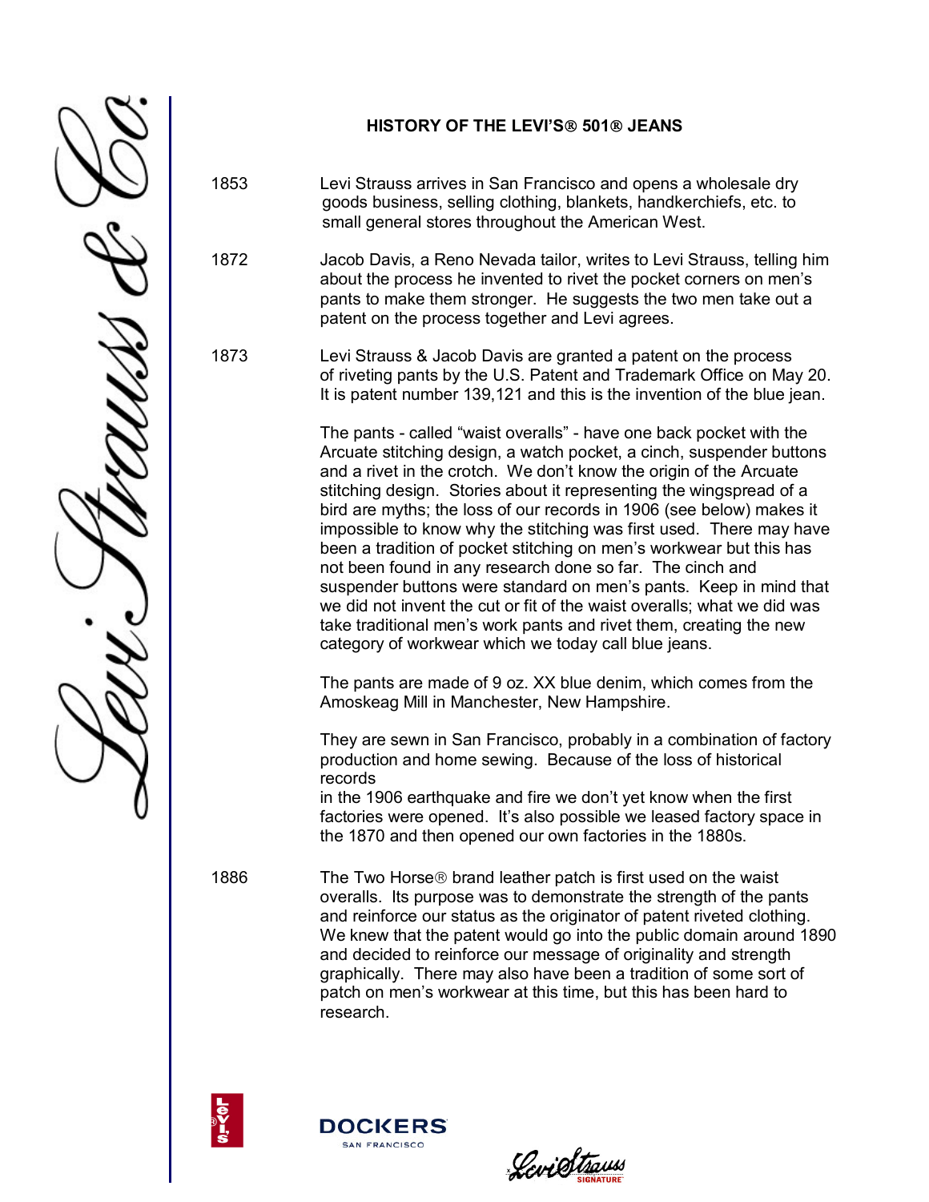**HISTORY OF THE LEVI'S® 501® JEANS**

1853 — Levi Strauss arrives in San Francisco and opens a wholesale dry goods business, selling clothing, blankets, handkerchiefs, etc. to small general stores throughout the American West.

1872 — Jacob Davis, a Reno Nevada tailor, writes to Levi Strauss, telling him about the process he invented to rivet the pocket corners on men's pants to make them stronger. He suggests the two men take out a patent on the process together and Levi agrees.

1873 — Levi Strauss & Jacob Davis are granted a patent on the process of riveting pants by the U.S. Patent and Trademark Office on May 20. It is patent number 139,121 and this is the invention of the blue jean.

The pants - called "waist overalls" - have one back pocket with the Arcuate stitching design, a watch pocket, a cinch, suspender buttons and a rivet in the crotch. We don't know the origin of the Arcuate stitching design. Stories about it representing the wingspread of a bird are myths; the loss of our records in 1906 (see below) makes it impossible to know why the stitching was first used. There may have been a tradition of pocket stitching on men's workwear but this has not been found in any research done so far. The cinch and suspender buttons were standard on men's pants. Keep in mind that we did not invent the cut or fit of the waist overalls; what we did was take traditional men's work pants and rivet them, creating the new category of workwear which we today call blue jeans.

The pants are made of 9 oz. XX blue denim, which comes from the Amoskeag Mill in Manchester, New Hampshire.

They are sewn in San Francisco, probably in a combination of factory production and home sewing. Because of the loss of historical records in the 1906 earthquake and fire we don't yet know when the first factories were opened. It's also possible we leased factory space in the 1870 and then opened our own factories in the 1880s.

1886 — The Two Horse® brand leather patch is first used on the waist overalls. Its purpose was to demonstrate the strength of the pants and reinforce our status as the originator of patent riveted clothing. We knew that the patent would go into the public domain around 1890 and decided to reinforce our message of originality and strength graphically. There may also have been a tradition of some sort of patch on men's workwear at this time, but this has been hard to research.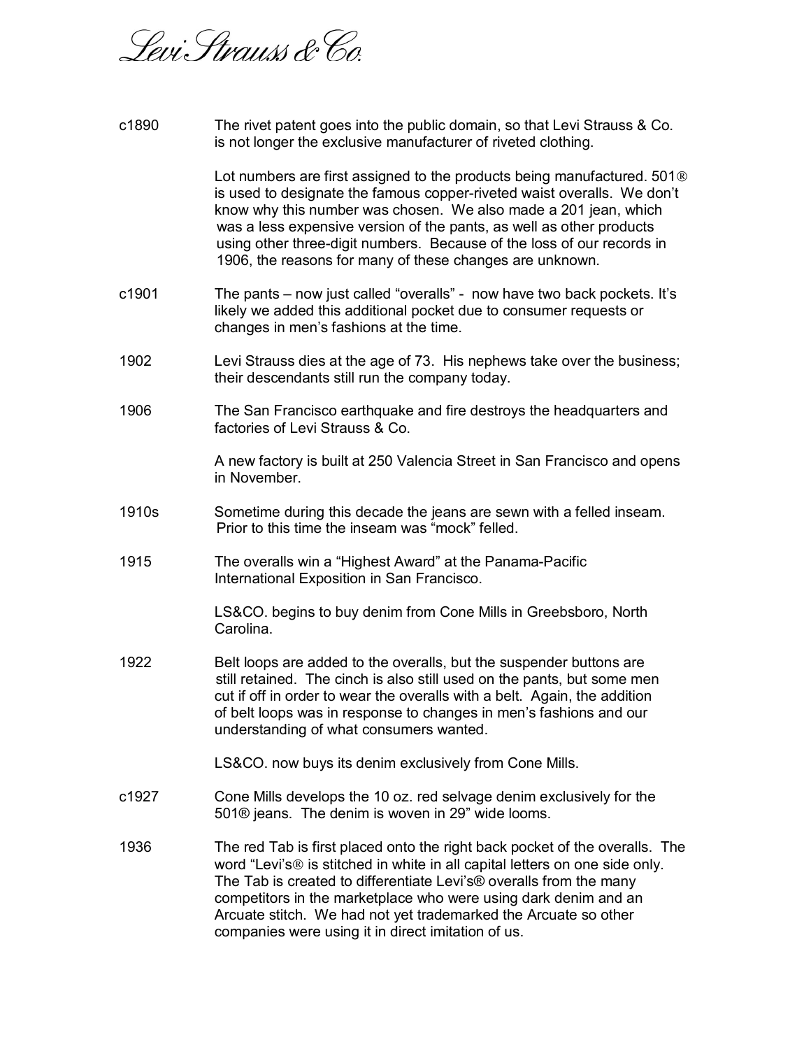Levi Strauss & Co.

| | |
|---|---|
| c1890 | The rivet patent goes into the public domain, so that Levi Strauss & Co. is not longer the exclusive manufacturer of riveted clothing.<br><br>Lot numbers are first assigned to the products being manufactured. 501® is used to designate the famous copper-riveted waist overalls. We don't know why this number was chosen. We also made a 201 jean, which was a less expensive version of the pants, as well as other products using other three-digit numbers. Because of the loss of our records in 1906, the reasons for many of these changes are unknown. |
| c1901 | The pants – now just called "overalls" - now have two back pockets. It's likely we added this additional pocket due to consumer requests or changes in men's fashions at the time. |
| 1902 | Levi Strauss dies at the age of 73. His nephews take over the business; their descendants still run the company today. |
| 1906 | The San Francisco earthquake and fire destroys the headquarters and factories of Levi Strauss & Co.<br><br>A new factory is built at 250 Valencia Street in San Francisco and opens in November. |
| 1910s | Sometime during this decade the jeans are sewn with a felled inseam. Prior to this time the inseam was "mock" felled. |
| 1915 | The overalls win a "Highest Award" at the Panama-Pacific International Exposition in San Francisco.<br><br>LS&CO. begins to buy denim from Cone Mills in Greebsboro, North Carolina. |
| 1922 | Belt loops are added to the overalls, but the suspender buttons are still retained. The cinch is also still used on the pants, but some men cut if off in order to wear the overalls with a belt. Again, the addition of belt loops was in response to changes in men's fashions and our understanding of what consumers wanted.<br><br>LS&CO. now buys its denim exclusively from Cone Mills. |
| c1927 | Cone Mills develops the 10 oz. red selvage denim exclusively for the 501® jeans. The denim is woven in 29" wide looms. |
| 1936 | The red Tab is first placed onto the right back pocket of the overalls. The word "Levi's® is stitched in white in all capital letters on one side only. The Tab is created to differentiate Levi's® overalls from the many competitors in the marketplace who were using dark denim and an Arcuate stitch. We had not yet trademarked the Arcuate so other companies were using it in direct imitation of us. |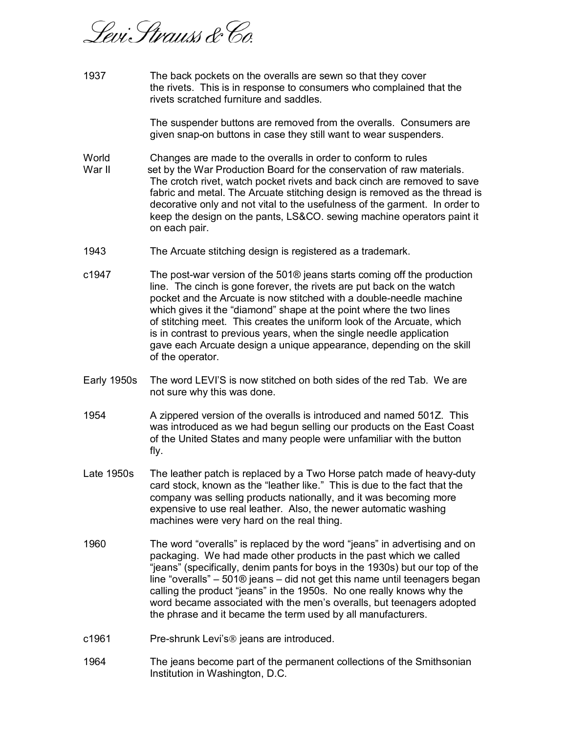| | |
|---|---|
| 1937 | The back pockets on the overalls are sewn so that they cover the rivets. This is in response to consumers who complained that the rivets scratched furniture and saddles.<br><br>The suspender buttons are removed from the overalls. Consumers are given snap-on buttons in case they still want to wear suspenders. |
| World War II | Changes are made to the overalls in order to conform to rules set by the War Production Board for the conservation of raw materials. The crotch rivet, watch pocket rivets and back cinch are removed to save fabric and metal. The Arcuate stitching design is removed as the thread is decorative only and not vital to the usefulness of the garment. In order to keep the design on the pants, LS&CO. sewing machine operators paint it on each pair. |
| 1943 | The Arcuate stitching design is registered as a trademark. |
| c1947 | The post-war version of the 501® jeans starts coming off the production line. The cinch is gone forever, the rivets are put back on the watch pocket and the Arcuate is now stitched with a double-needle machine which gives it the "diamond" shape at the point where the two lines of stitching meet. This creates the uniform look of the Arcuate, which is in contrast to previous years, when the single needle application gave each Arcuate design a unique appearance, depending on the skill of the operator. |
| Early 1950s | The word LEVI'S is now stitched on both sides of the red Tab. We are not sure why this was done. |
| 1954 | A zippered version of the overalls is introduced and named 501Z. This was introduced as we had begun selling our products on the East Coast of the United States and many people were unfamiliar with the button fly. |
| Late 1950s | The leather patch is replaced by a Two Horse patch made of heavy-duty card stock, known as the "leather like." This is due to the fact that the company was selling products nationally, and it was becoming more expensive to use real leather. Also, the newer automatic washing machines were very hard on the real thing. |
| 1960 | The word "overalls" is replaced by the word "jeans" in advertising and on packaging. We had made other products in the past which we called "jeans" (specifically, denim pants for boys in the 1930s) but our top of the line "overalls" – 501® jeans – did not get this name until teenagers began calling the product "jeans" in the 1950s. No one really knows why the word became associated with the men's overalls, but teenagers adopted the phrase and it became the term used by all manufacturers. |
| c1961 | Pre-shrunk Levi's® jeans are introduced. |
| 1964 | The jeans become part of the permanent collections of the Smithsonian Institution in Washington, D.C. |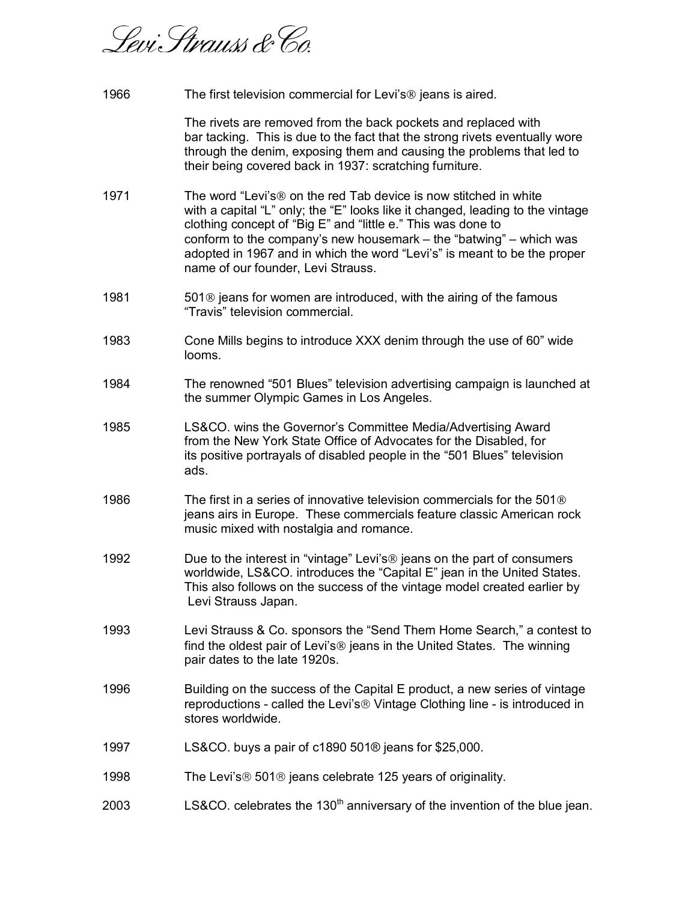Levi Strauss & Co.

| | |
|---|---|
| 1966 | The first television commercial for Levi's® jeans is aired.<br><br>The rivets are removed from the back pockets and replaced with bar tacking. This is due to the fact that the strong rivets eventually wore through the denim, exposing them and causing the problems that led to their being covered back in 1937: scratching furniture. |
| 1971 | The word "Levi's® on the red Tab device is now stitched in white with a capital "L" only; the "E" looks like it changed, leading to the vintage clothing concept of "Big E" and "little e." This was done to conform to the company's new housemark – the "batwing" – which was adopted in 1967 and in which the word "Levi's" is meant to be the proper name of our founder, Levi Strauss. |
| 1981 | 501® jeans for women are introduced, with the airing of the famous "Travis" television commercial. |
| 1983 | Cone Mills begins to introduce XXX denim through the use of 60" wide looms. |
| 1984 | The renowned "501 Blues" television advertising campaign is launched at the summer Olympic Games in Los Angeles. |
| 1985 | LS&CO. wins the Governor's Committee Media/Advertising Award from the New York State Office of Advocates for the Disabled, for its positive portrayals of disabled people in the "501 Blues" television ads. |
| 1986 | The first in a series of innovative television commercials for the 501® jeans airs in Europe. These commercials feature classic American rock music mixed with nostalgia and romance. |
| 1992 | Due to the interest in "vintage" Levi's® jeans on the part of consumers worldwide, LS&CO. introduces the "Capital E" jean in the United States. This also follows on the success of the vintage model created earlier by Levi Strauss Japan. |
| 1993 | Levi Strauss & Co. sponsors the "Send Them Home Search," a contest to find the oldest pair of Levi's® jeans in the United States. The winning pair dates to the late 1920s. |
| 1996 | Building on the success of the Capital E product, a new series of vintage reproductions - called the Levi's® Vintage Clothing line - is introduced in stores worldwide. |
| 1997 | LS&CO. buys a pair of c1890 501® jeans for $25,000. |
| 1998 | The Levi's® 501® jeans celebrate 125 years of originality. |
| 2003 | LS&CO. celebrates the 130th anniversary of the invention of the blue jean. |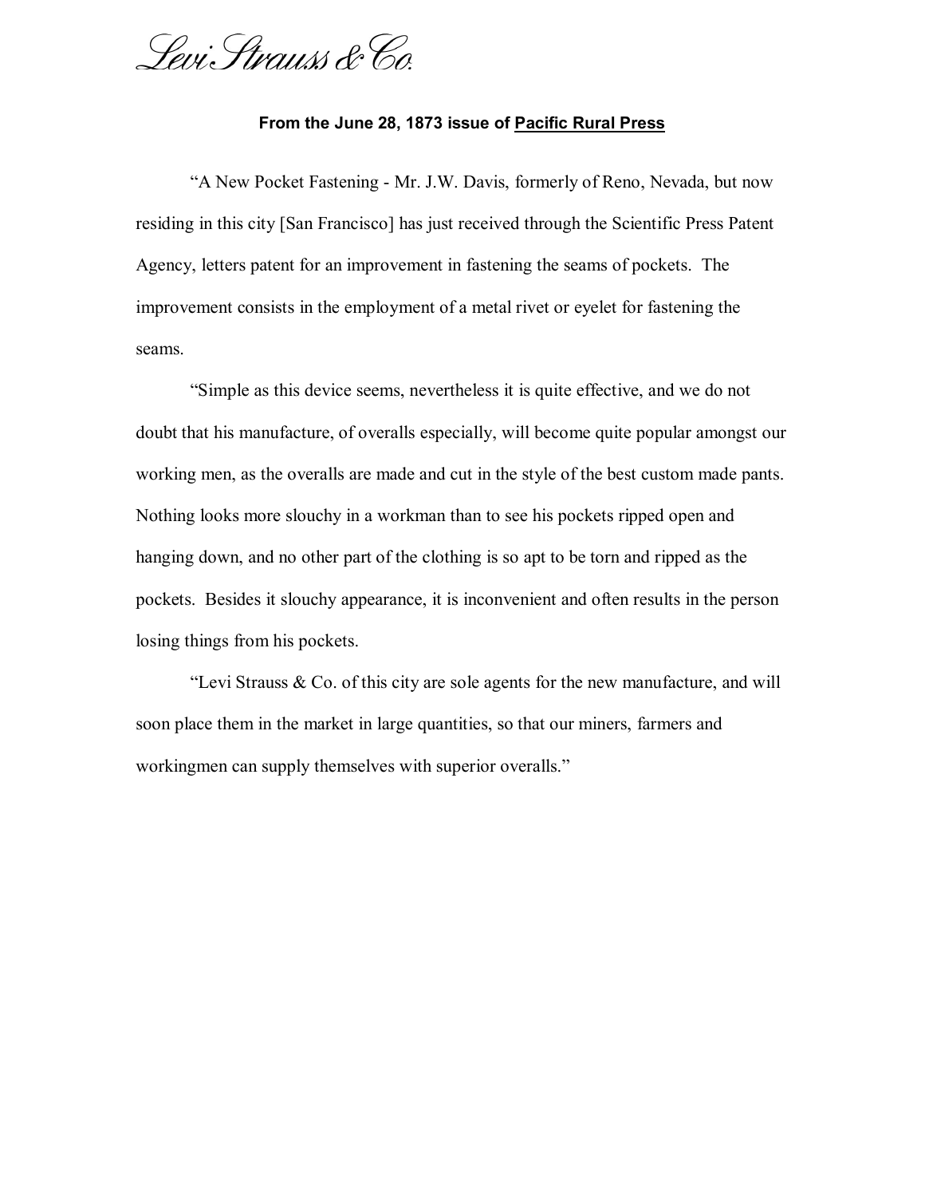Levi Strauss & Co.

**From the June 28, 1873 issue of Pacific Rural Press**

"A New Pocket Fastening - Mr. J.W. Davis, formerly of Reno, Nevada, but now residing in this city [San Francisco] has just received through the Scientific Press Patent Agency, letters patent for an improvement in fastening the seams of pockets. The improvement consists in the employment of a metal rivet or eyelet for fastening the seams.

"Simple as this device seems, nevertheless it is quite effective, and we do not doubt that his manufacture, of overalls especially, will become quite popular amongst our working men, as the overalls are made and cut in the style of the best custom made pants. Nothing looks more slouchy in a workman than to see his pockets ripped open and hanging down, and no other part of the clothing is so apt to be torn and ripped as the pockets. Besides it slouchy appearance, it is inconvenient and often results in the person losing things from his pockets.

"Levi Strauss & Co. of this city are sole agents for the new manufacture, and will soon place them in the market in large quantities, so that our miners, farmers and workingmen can supply themselves with superior overalls."